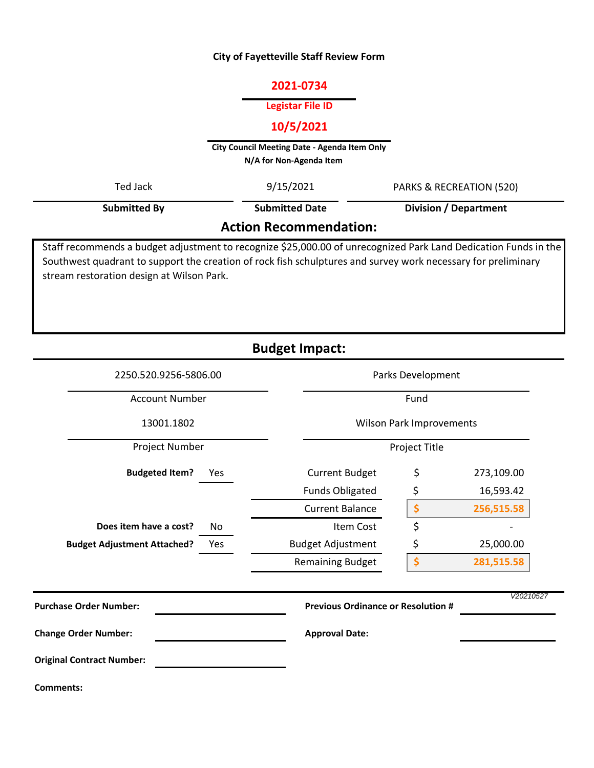**City of Fayetteville Staff Review Form**

**2021-0734**

**Legistar File ID**

**10/5/2021**

**City Council Meeting Date - Agenda Item Only**
**N/A for Non-Agenda Item**

| Ted Jack | 9/15/2021 | PARKS & RECREATION (520) |
|---|---|---|
| **Submitted By** | **Submitted Date** | **Division / Department** |

## Action Recommendation:

Staff recommends a budget adjustment to recognize $25,000.00 of unrecognized Park Land Dedication Funds in the Southwest quadrant to support the creation of rock fish schluptures and survey work necessary for preliminary stream restoration design at Wilson Park.

## Budget Impact:

| 2250.520.9256-5806.00 | Parks Development |
|---|---|
| Account Number | Fund |
| 13001.1802 | Wilson Park Improvements |
| Project Number | Project Title |

| | | | | |
|---|---|---|---|---|
| **Budgeted Item?** | Yes | Current Budget | $ | 273,109.00 |
| | | Funds Obligated | $ | 16,593.42 |
| | | Current Balance | $ | 256,515.58 |
| **Does item have a cost?** | No | Item Cost | $ | - |
| **Budget Adjustment Attached?** | Yes | Budget Adjustment | $ | 25,000.00 |
| | | Remaining Budget | $ | 281,515.58 |

*V20210527*

**Purchase Order Number:** ____________ **Previous Ordinance or Resolution #** ____________

**Change Order Number:** ____________ **Approval Date:** ____________

**Original Contract Number:** ____________

**Comments:**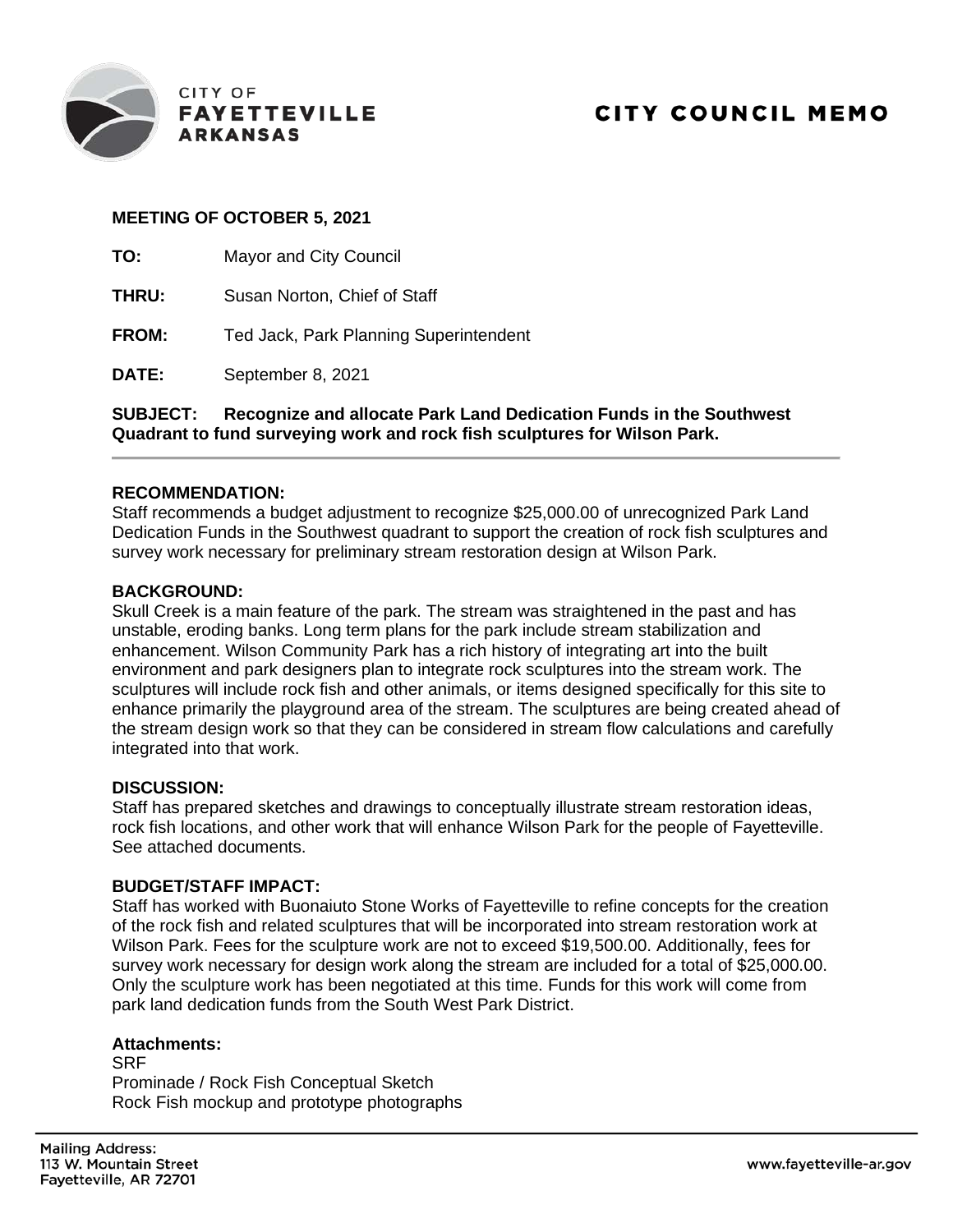CITY OF
**FAYETTEVILLE**
**ARKANSAS**

# CITY COUNCIL MEMO

**MEETING OF OCTOBER 5, 2021**

**TO:** Mayor and City Council

**THRU:** Susan Norton, Chief of Staff

**FROM:** Ted Jack, Park Planning Superintendent

**DATE:** September 8, 2021

**SUBJECT: Recognize and allocate Park Land Dedication Funds in the Southwest Quadrant to fund surveying work and rock fish sculptures for Wilson Park.**

---

**RECOMMENDATION:**
Staff recommends a budget adjustment to recognize $25,000.00 of unrecognized Park Land Dedication Funds in the Southwest quadrant to support the creation of rock fish sculptures and survey work necessary for preliminary stream restoration design at Wilson Park.

**BACKGROUND:**
Skull Creek is a main feature of the park. The stream was straightened in the past and has unstable, eroding banks. Long term plans for the park include stream stabilization and enhancement. Wilson Community Park has a rich history of integrating art into the built environment and park designers plan to integrate rock sculptures into the stream work. The sculptures will include rock fish and other animals, or items designed specifically for this site to enhance primarily the playground area of the stream. The sculptures are being created ahead of the stream design work so that they can be considered in stream flow calculations and carefully integrated into that work.

**DISCUSSION:**
Staff has prepared sketches and drawings to conceptually illustrate stream restoration ideas, rock fish locations, and other work that will enhance Wilson Park for the people of Fayetteville. See attached documents.

**BUDGET/STAFF IMPACT:**
Staff has worked with Buonaiuto Stone Works of Fayetteville to refine concepts for the creation of the rock fish and related sculptures that will be incorporated into stream restoration work at Wilson Park. Fees for the sculpture work are not to exceed $19,500.00. Additionally, fees for survey work necessary for design work along the stream are included for a total of $25,000.00. Only the sculpture work has been negotiated at this time. Funds for this work will come from park land dedication funds from the South West Park District.

**Attachments:**
SRF
Prominade / Rock Fish Conceptual Sketch
Rock Fish mockup and prototype photographs

Mailing Address:
113 W. Mountain Street
Fayetteville, AR 72701

www.fayetteville-ar.gov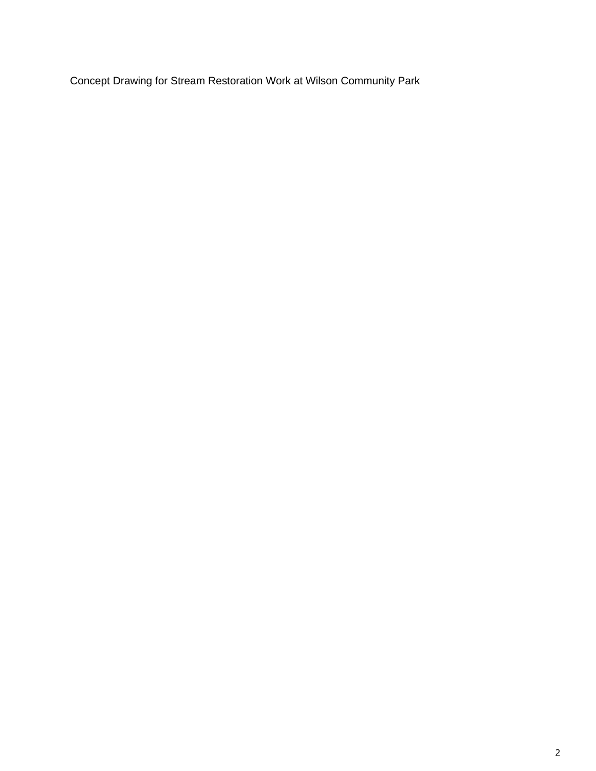Concept Drawing for Stream Restoration Work at Wilson Community Park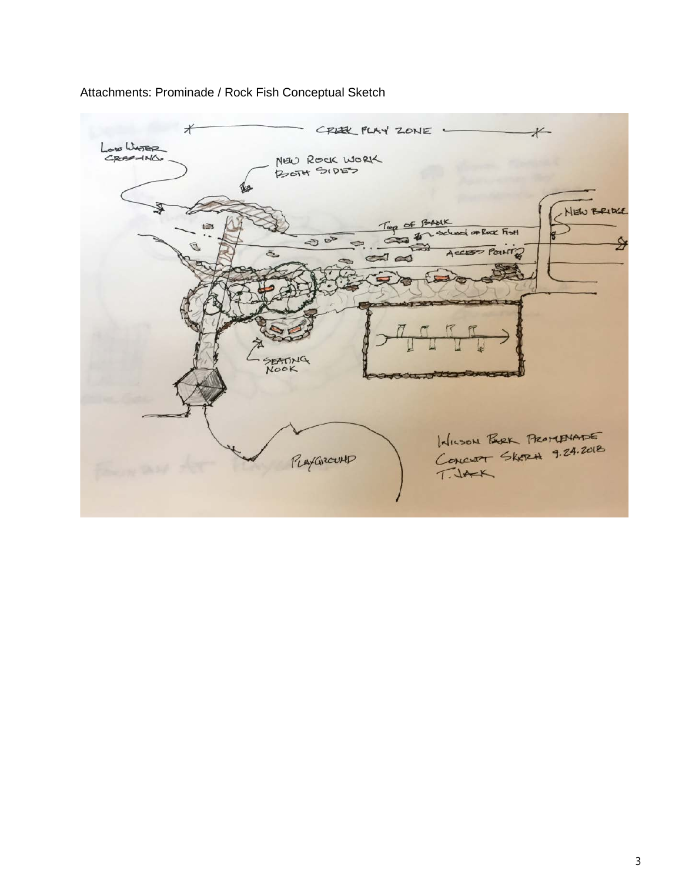Attachments: Prominade / Rock Fish Conceptual Sketch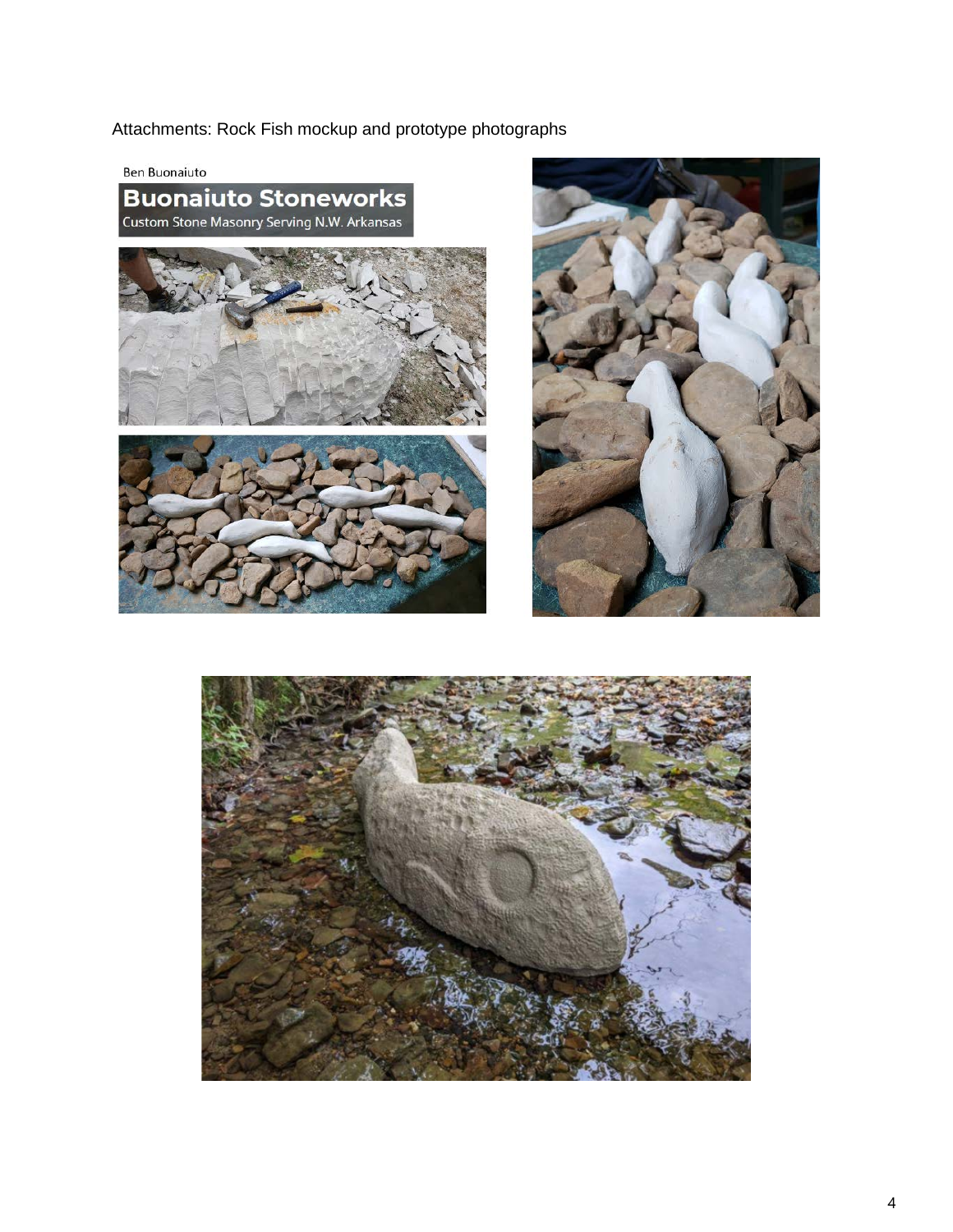Attachments: Rock Fish mockup and prototype photographs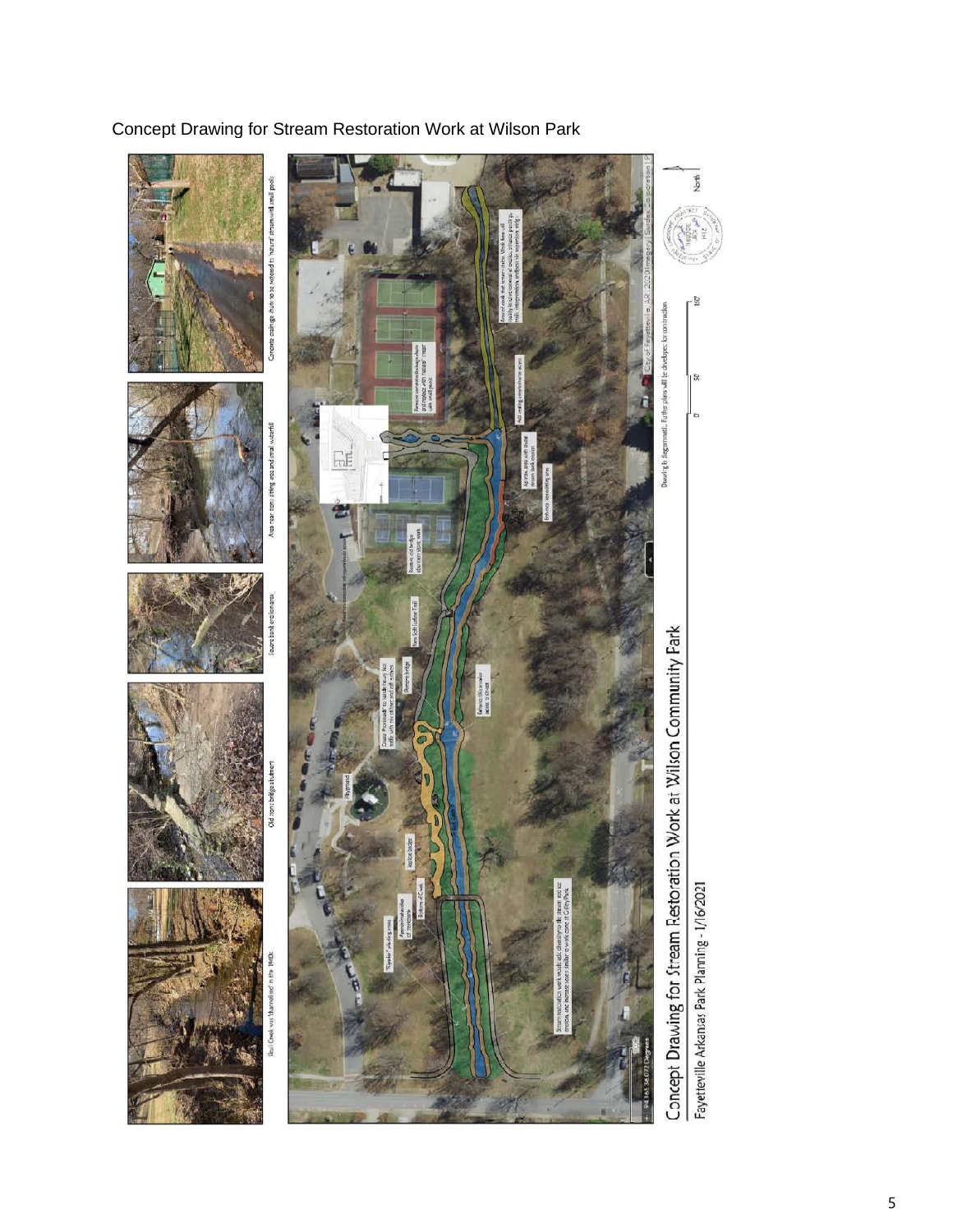Concept Drawing for Stream Restoration Work at Wilson Park

Concept Drawing for Stream Restoration Work at Wilson Community Park

Fayetteville Arkansas Park Planning - 1/6/2021